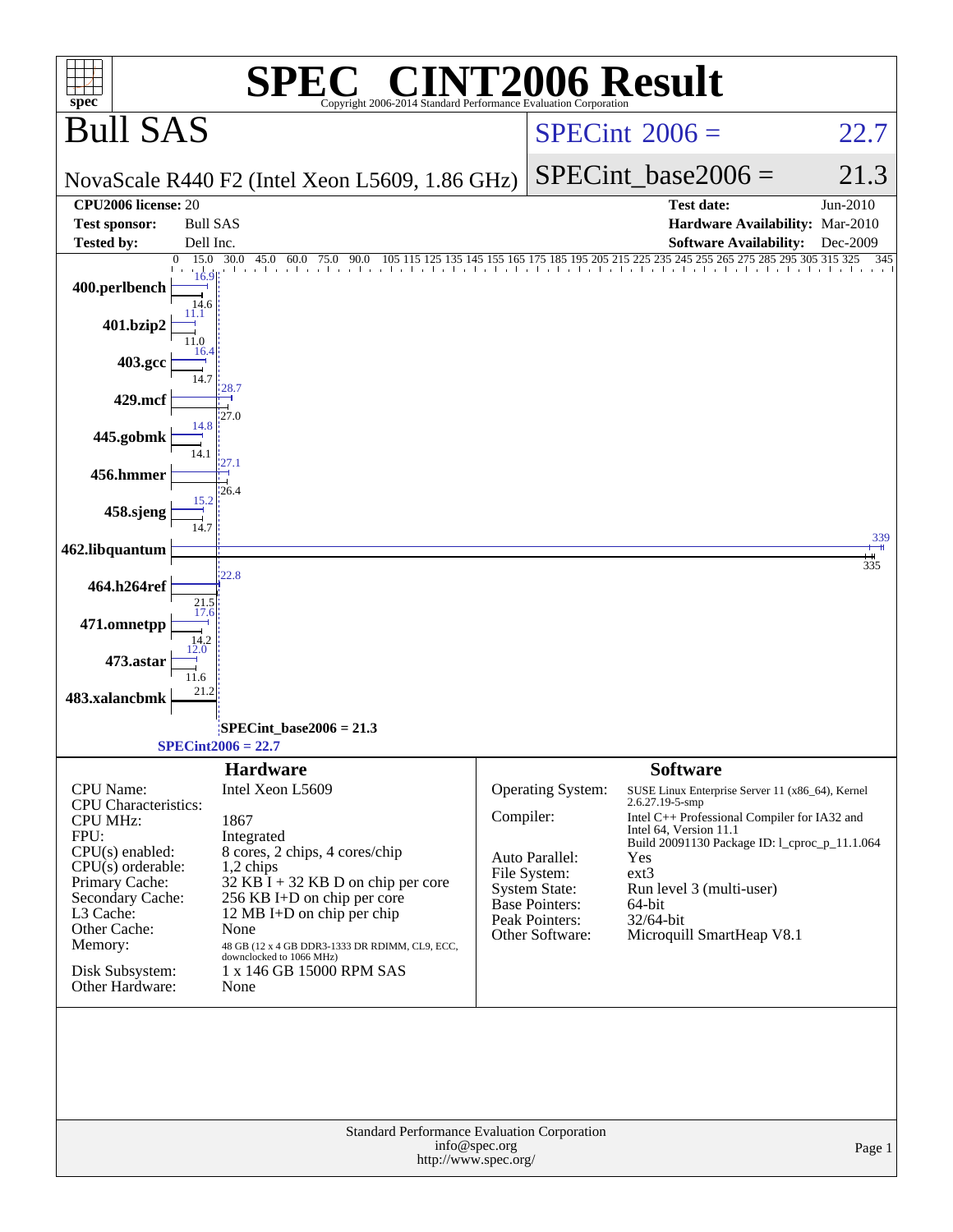# SPEC® CINT2006 Result

Copyright 2006-2014 Standard Performance Evaluation Corporation

## Bull SAS

NovaScale R440 F2 (Intel Xeon L5609, 1.86 GHz)

SPECint® 2006 = 22.7

SPECint_base2006 = 21.3

| | | | |
|---|---|---|---|
| **CPU2006 license:** | 20 | **Test date:** | Jun-2010 |
| **Test sponsor:** | Bull SAS | **Hardware Availability:** | Mar-2010 |
| **Tested by:** | Dell Inc. | **Software Availability:** | Dec-2009 |

| Benchmark | Peak | Base |
|---|---|---|
| 400.perlbench | 16.9 | 14.6 |
| 401.bzip2 | 11.1 | 11.0 |
| 403.gcc | 16.4 | 14.7 |
| 429.mcf | 28.7 | 27.0 |
| 445.gobmk | 14.8 | 14.1 |
| 456.hmmer | 27.1 | 26.4 |
| 458.sjeng | 15.2 | 14.7 |
| 462.libquantum | 339 | 335 |
| 464.h264ref | 22.8 | 21.5 |
| 471.omnetpp | 17.6 | 14.2 |
| 473.astar | 12.0 | 11.6 |
| 483.xalancbmk | 21.2 | |

SPECint_base2006 = 21.3

SPECint2006 = 22.7

### Hardware

| | |
|---|---|
| CPU Name: | Intel Xeon L5609 |
| CPU Characteristics: | |
| CPU MHz: | 1867 |
| FPU: | Integrated |
| CPU(s) enabled: | 8 cores, 2 chips, 4 cores/chip |
| CPU(s) orderable: | 1,2 chips |
| Primary Cache: | 32 KB I + 32 KB D on chip per core |
| Secondary Cache: | 256 KB I+D on chip per core |
| L3 Cache: | 12 MB I+D on chip per chip |
| Other Cache: | None |
| Memory: | 48 GB (12 x 4 GB DDR3-1333 DR RDIMM, CL9, ECC, downclocked to 1066 MHz) |
| Disk Subsystem: | 1 x 146 GB 15000 RPM SAS |
| Other Hardware: | None |

### Software

| | |
|---|---|
| Operating System: | SUSE Linux Enterprise Server 11 (x86_64), Kernel 2.6.27.19-5-smp |
| Compiler: | Intel C++ Professional Compiler for IA32 and Intel 64, Version 11.1 Build 20091130 Package ID: l_cproc_p_11.1.064 |
| Auto Parallel: | Yes |
| File System: | ext3 |
| System State: | Run level 3 (multi-user) |
| Base Pointers: | 64-bit |
| Peak Pointers: | 32/64-bit |
| Other Software: | Microquill SmartHeap V8.1 |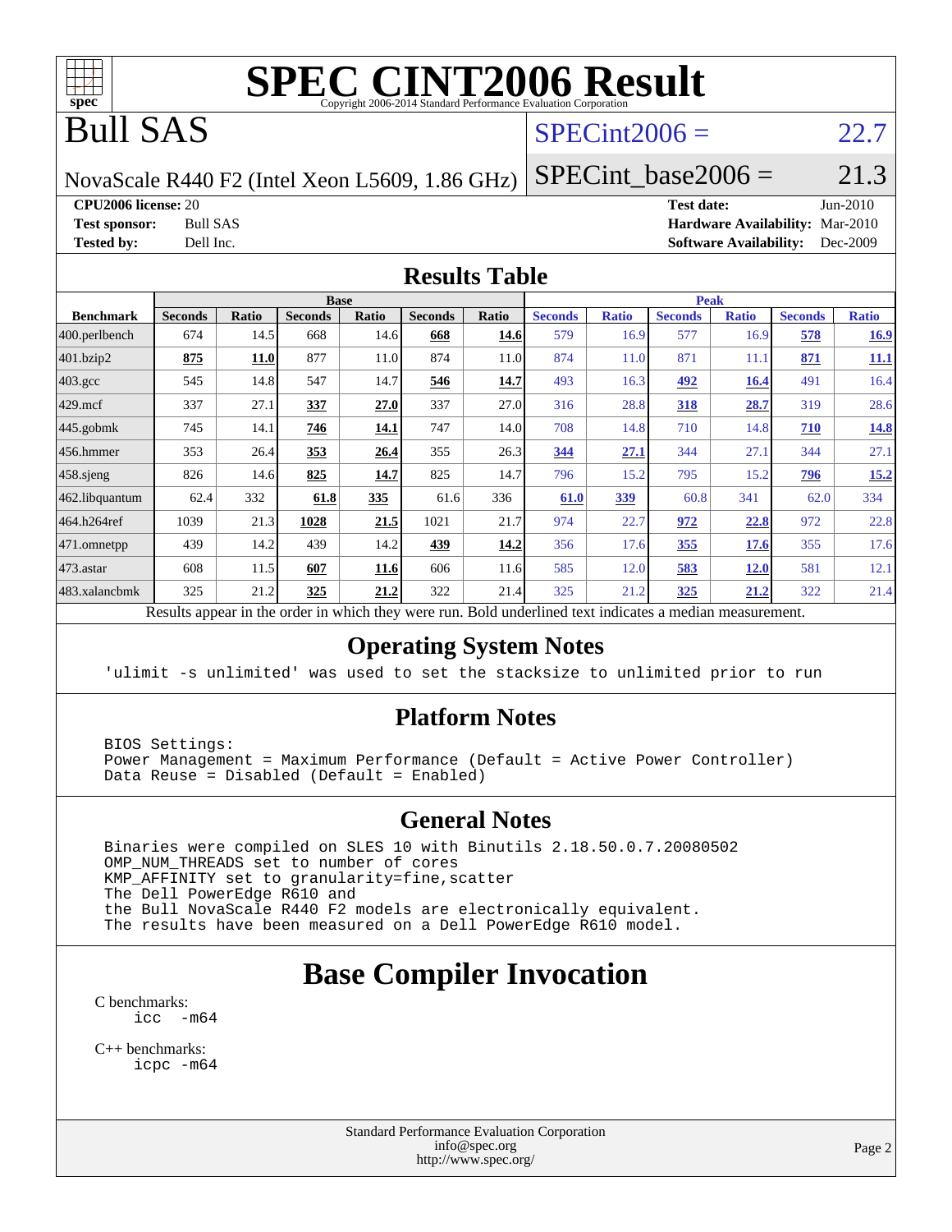# SPEC CINT2006 Result

Copyright 2006-2014 Standard Performance Evaluation Corporation

## Bull SAS

NovaScale R440 F2 (Intel Xeon L5609, 1.86 GHz)

SPECint2006 = 22.7

SPECint_base2006 = 21.3

**CPU2006 license:** 20
**Test sponsor:** Bull SAS
**Tested by:** Dell Inc.

**Test date:** Jun-2010
**Hardware Availability:** Mar-2010
**Software Availability:** Dec-2009

## Results Table

| Benchmark | Base | | | | | | Peak | | | | | |
|---|---|---|---|---|---|---|---|---|---|---|---|---|
| | Seconds | Ratio | Seconds | Ratio | Seconds | Ratio | Seconds | Ratio | Seconds | Ratio | Seconds | Ratio |
| 400.perlbench | 674 | 14.5 | 668 | 14.6 | **668** | **14.6** | 579 | 16.9 | 577 | 16.9 | **578** | **16.9** |
| 401.bzip2 | **875** | **11.0** | 877 | 11.0 | 874 | 11.0 | 874 | 11.0 | 871 | 11.1 | **871** | **11.1** |
| 403.gcc | 545 | 14.8 | 547 | 14.7 | **546** | **14.7** | 493 | 16.3 | **492** | **16.4** | 491 | 16.4 |
| 429.mcf | 337 | 27.1 | **337** | **27.0** | 337 | 27.0 | 316 | 28.8 | **318** | **28.7** | 319 | 28.6 |
| 445.gobmk | 745 | 14.1 | **746** | **14.1** | 747 | 14.0 | 708 | 14.8 | 710 | 14.8 | **710** | **14.8** |
| 456.hmmer | 353 | 26.4 | **353** | **26.4** | 355 | 26.3 | **344** | **27.1** | 344 | 27.1 | 344 | 27.1 |
| 458.sjeng | 826 | 14.6 | **825** | **14.7** | 825 | 14.7 | 796 | 15.2 | 795 | 15.2 | **796** | **15.2** |
| 462.libquantum | 62.4 | 332 | **61.8** | **335** | 61.6 | 336 | **61.0** | **339** | 60.8 | 341 | 62.0 | 334 |
| 464.h264ref | 1039 | 21.3 | **1028** | **21.5** | 1021 | 21.7 | 974 | 22.7 | **972** | **22.8** | 972 | 22.8 |
| 471.omnetpp | 439 | 14.2 | 439 | 14.2 | **439** | **14.2** | 356 | 17.6 | **355** | **17.6** | 355 | 17.6 |
| 473.astar | 608 | 11.5 | **607** | **11.6** | 606 | 11.6 | 585 | 12.0 | **583** | **12.0** | 581 | 12.1 |
| 483.xalancbmk | 325 | 21.2 | **325** | **21.2** | 322 | 21.4 | 325 | 21.2 | **325** | **21.2** | 322 | 21.4 |

Results appear in the order in which they were run. Bold underlined text indicates a median measurement.

## Operating System Notes

```
'ulimit -s unlimited' was used to set the stacksize to unlimited prior to run
```

## Platform Notes

```
BIOS Settings:
Power Management = Maximum Performance (Default = Active Power Controller)
Data Reuse = Disabled (Default = Enabled)
```

## General Notes

```
Binaries were compiled on SLES 10 with Binutils 2.18.50.0.7.20080502
OMP_NUM_THREADS set to number of cores
KMP_AFFINITY set to granularity=fine,scatter
The Dell PowerEdge R610 and
the Bull NovaScale R440 F2 models are electronically equivalent.
The results have been measured on a Dell PowerEdge R610 model.
```

# Base Compiler Invocation

C benchmarks:
```
icc -m64
```

C++ benchmarks:
```
icpc -m64
```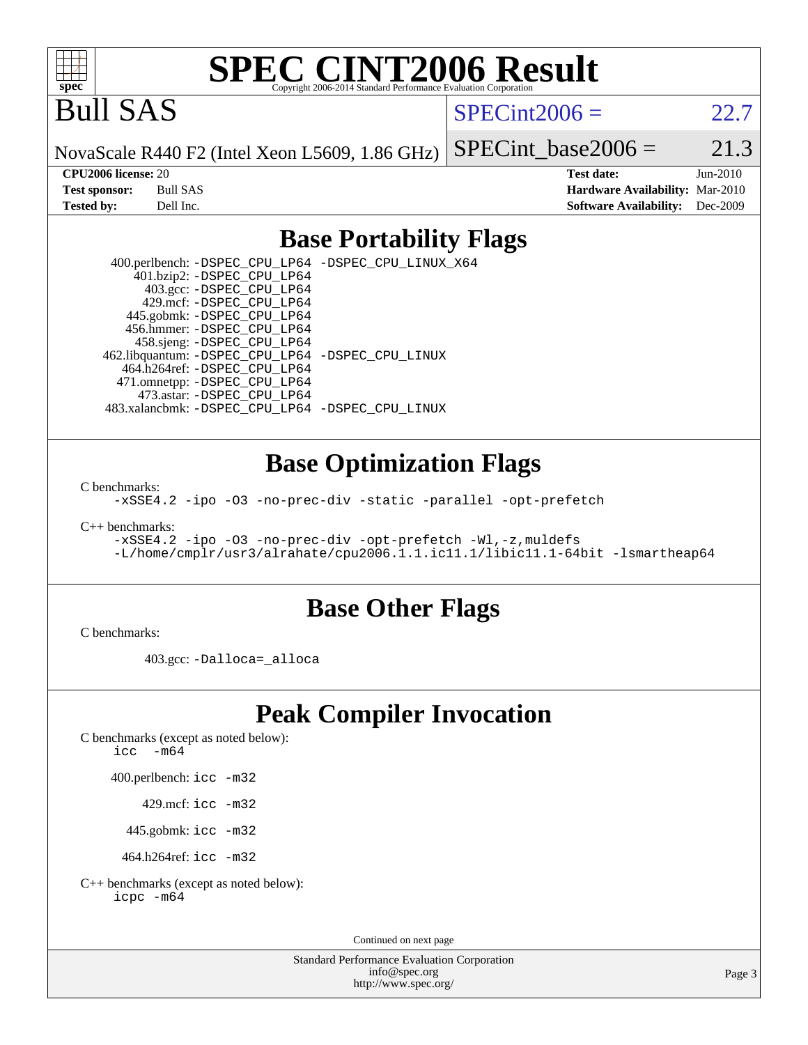# SPEC CINT2006 Result

Copyright 2006-2014 Standard Performance Evaluation Corporation

# Bull SAS

NovaScale R440 F2 (Intel Xeon L5609, 1.86 GHz)

SPECint2006 = 22.7

SPECint_base2006 = 21.3

**CPU2006 license:** 20
**Test sponsor:** Bull SAS
**Tested by:** Dell Inc.

**Test date:** Jun-2010
**Hardware Availability:** Mar-2010
**Software Availability:** Dec-2009

## Base Portability Flags

400.perlbench: `-DSPEC_CPU_LP64 -DSPEC_CPU_LINUX_X64`
401.bzip2: `-DSPEC_CPU_LP64`
403.gcc: `-DSPEC_CPU_LP64`
429.mcf: `-DSPEC_CPU_LP64`
445.gobmk: `-DSPEC_CPU_LP64`
456.hmmer: `-DSPEC_CPU_LP64`
458.sjeng: `-DSPEC_CPU_LP64`
462.libquantum: `-DSPEC_CPU_LP64 -DSPEC_CPU_LINUX`
464.h264ref: `-DSPEC_CPU_LP64`
471.omnetpp: `-DSPEC_CPU_LP64`
473.astar: `-DSPEC_CPU_LP64`
483.xalancbmk: `-DSPEC_CPU_LP64 -DSPEC_CPU_LINUX`

## Base Optimization Flags

C benchmarks:

```
-xSSE4.2 -ipo -O3 -no-prec-div -static -parallel -opt-prefetch
```

C++ benchmarks:

```
-xSSE4.2 -ipo -O3 -no-prec-div -opt-prefetch -Wl,-z,muldefs
-L/home/cmplr/usr3/alrahate/cpu2006.1.1.ic11.1/libic11.1-64bit -lsmartheap64
```

## Base Other Flags

C benchmarks:

403.gcc: `-Dalloca=_alloca`

## Peak Compiler Invocation

C benchmarks (except as noted below):

```
icc  -m64
```

400.perlbench: `icc -m32`

429.mcf: `icc -m32`

445.gobmk: `icc -m32`

464.h264ref: `icc -m32`

C++ benchmarks (except as noted below):

```
icpc -m64
```

Continued on next page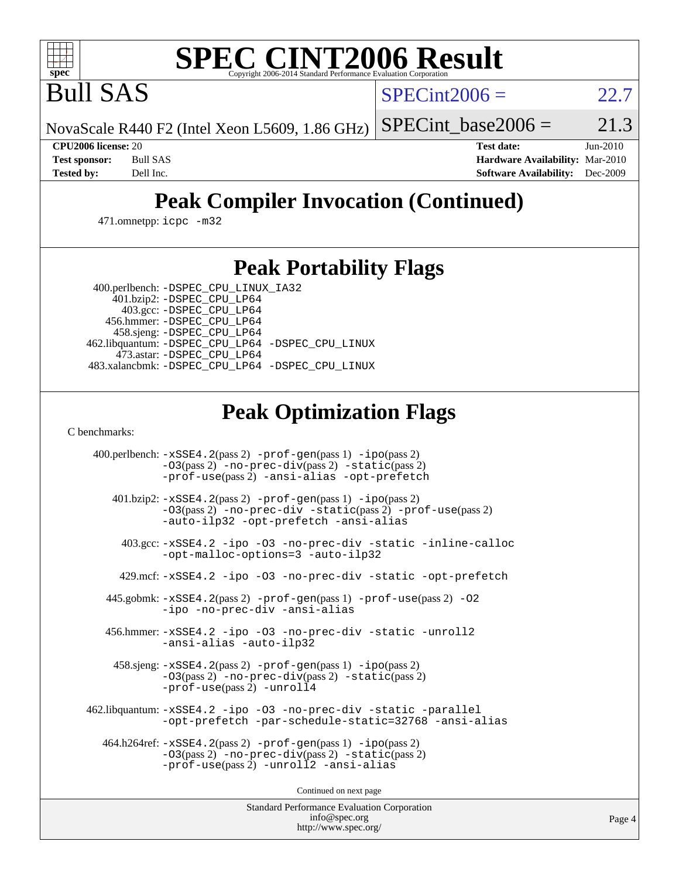# SPEC CINT2006 Result

Bull SAS

NovaScale R440 F2 (Intel Xeon L5609, 1.86 GHz)

SPECint2006 = 22.7

SPECint_base2006 = 21.3

**CPU2006 license:** 20
**Test sponsor:** Bull SAS
**Tested by:** Dell Inc.

**Test date:** Jun-2010
**Hardware Availability:** Mar-2010
**Software Availability:** Dec-2009

## Peak Compiler Invocation (Continued)

471.omnetpp: `icpc -m32`

## Peak Portability Flags

400.perlbench: `-DSPEC_CPU_LINUX_IA32`
401.bzip2: `-DSPEC_CPU_LP64`
403.gcc: `-DSPEC_CPU_LP64`
456.hmmer: `-DSPEC_CPU_LP64`
458.sjeng: `-DSPEC_CPU_LP64`
462.libquantum: `-DSPEC_CPU_LP64 -DSPEC_CPU_LINUX`
473.astar: `-DSPEC_CPU_LP64`
483.xalancbmk: `-DSPEC_CPU_LP64 -DSPEC_CPU_LINUX`

## Peak Optimization Flags

C benchmarks:

400.perlbench: `-xSSE4.2`(pass 2) `-prof-gen`(pass 1) `-ipo`(pass 2) `-O3`(pass 2) `-no-prec-div`(pass 2) `-static`(pass 2) `-prof-use`(pass 2) `-ansi-alias -opt-prefetch`

401.bzip2: `-xSSE4.2`(pass 2) `-prof-gen`(pass 1) `-ipo`(pass 2) `-O3`(pass 2) `-no-prec-div -static`(pass 2) `-prof-use`(pass 2) `-auto-ilp32 -opt-prefetch -ansi-alias`

403.gcc: `-xSSE4.2 -ipo -O3 -no-prec-div -static -inline-calloc -opt-malloc-options=3 -auto-ilp32`

429.mcf: `-xSSE4.2 -ipo -O3 -no-prec-div -static -opt-prefetch`

445.gobmk: `-xSSE4.2`(pass 2) `-prof-gen`(pass 1) `-prof-use`(pass 2) `-O2 -ipo -no-prec-div -ansi-alias`

456.hmmer: `-xSSE4.2 -ipo -O3 -no-prec-div -static -unroll2 -ansi-alias -auto-ilp32`

458.sjeng: `-xSSE4.2`(pass 2) `-prof-gen`(pass 1) `-ipo`(pass 2) `-O3`(pass 2) `-no-prec-div`(pass 2) `-static`(pass 2) `-prof-use`(pass 2) `-unroll4`

462.libquantum: `-xSSE4.2 -ipo -O3 -no-prec-div -static -parallel -opt-prefetch -par-schedule-static=32768 -ansi-alias`

464.h264ref: `-xSSE4.2`(pass 2) `-prof-gen`(pass 1) `-ipo`(pass 2) `-O3`(pass 2) `-no-prec-div`(pass 2) `-static`(pass 2) `-prof-use`(pass 2) `-unroll2 -ansi-alias`

Continued on next page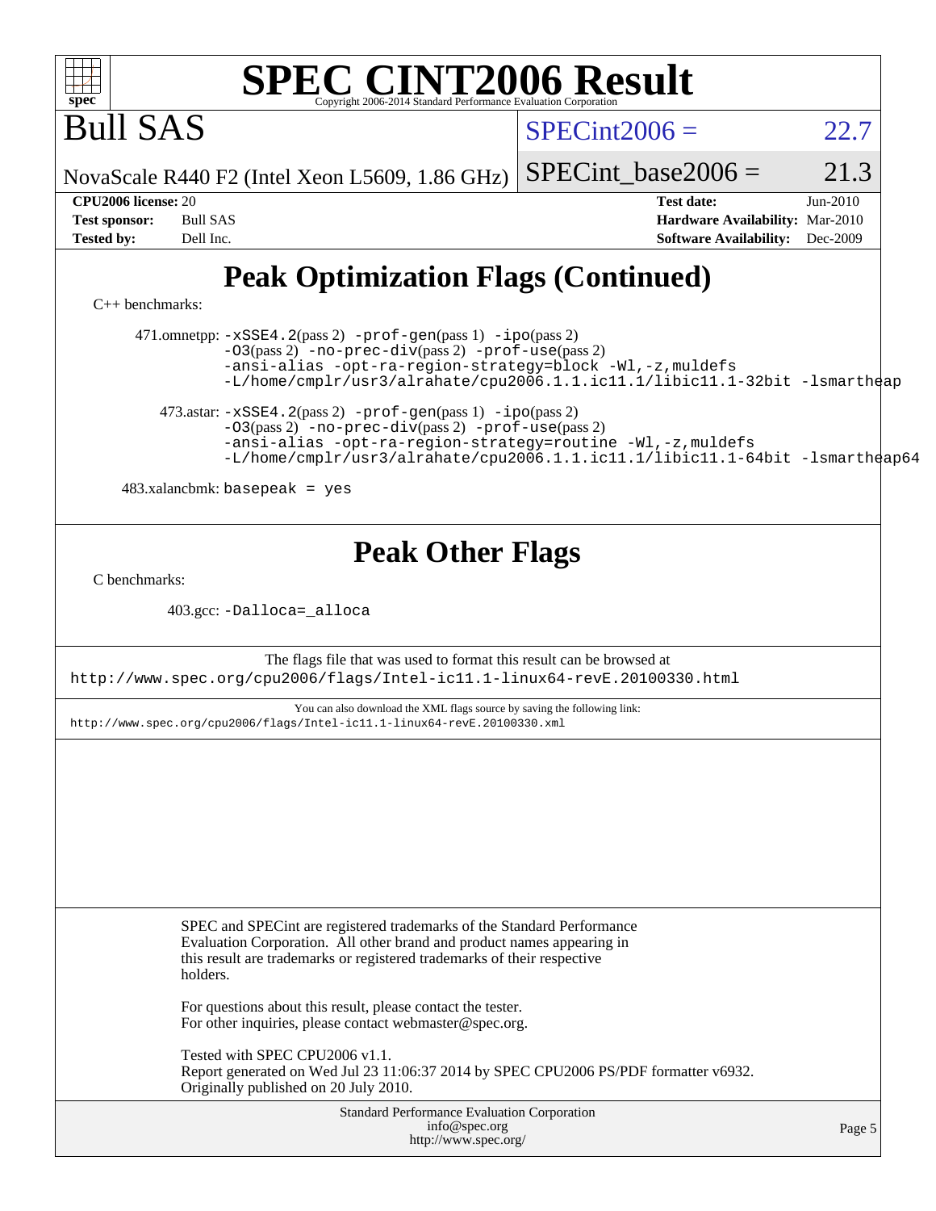# SPEC CINT2006 Result

Copyright 2006-2014 Standard Performance Evaluation Corporation

# Bull SAS

NovaScale R440 F2 (Intel Xeon L5609, 1.86 GHz)

SPECint2006 = 22.7

SPECint_base2006 = 21.3

**CPU2006 license:** 20
**Test sponsor:** Bull SAS
**Tested by:** Dell Inc.

**Test date:** Jun-2010
**Hardware Availability:** Mar-2010
**Software Availability:** Dec-2009

## Peak Optimization Flags (Continued)

C++ benchmarks:

471.omnetpp: `-xSSE4.2`(pass 2) `-prof-gen`(pass 1) `-ipo`(pass 2) `-O3`(pass 2) `-no-prec-div`(pass 2) `-prof-use`(pass 2) `-ansi-alias` `-opt-ra-region-strategy=block` `-Wl,-z,muldefs` `-L/home/cmplr/usr3/alrahate/cpu2006.1.1.ic11.1/libic11.1-32bit` `-lsmartheap`

473.astar: `-xSSE4.2`(pass 2) `-prof-gen`(pass 1) `-ipo`(pass 2) `-O3`(pass 2) `-no-prec-div`(pass 2) `-prof-use`(pass 2) `-ansi-alias` `-opt-ra-region-strategy=routine` `-Wl,-z,muldefs` `-L/home/cmplr/usr3/alrahate/cpu2006.1.1.ic11.1/libic11.1-64bit` `-lsmartheap64`

483.xalancbmk: `basepeak = yes`

## Peak Other Flags

C benchmarks:

403.gcc: `-Dalloca=_alloca`

The flags file that was used to format this result can be browsed at
http://www.spec.org/cpu2006/flags/Intel-ic11.1-linux64-revE.20100330.html

You can also download the XML flags source by saving the following link:
http://www.spec.org/cpu2006/flags/Intel-ic11.1-linux64-revE.20100330.xml

SPEC and SPECint are registered trademarks of the Standard Performance Evaluation Corporation. All other brand and product names appearing in this result are trademarks or registered trademarks of their respective holders.

For questions about this result, please contact the tester.
For other inquiries, please contact webmaster@spec.org.

Tested with SPEC CPU2006 v1.1.
Report generated on Wed Jul 23 11:06:37 2014 by SPEC CPU2006 PS/PDF formatter v6932.
Originally published on 20 July 2010.

Standard Performance Evaluation Corporation
info@spec.org
http://www.spec.org/